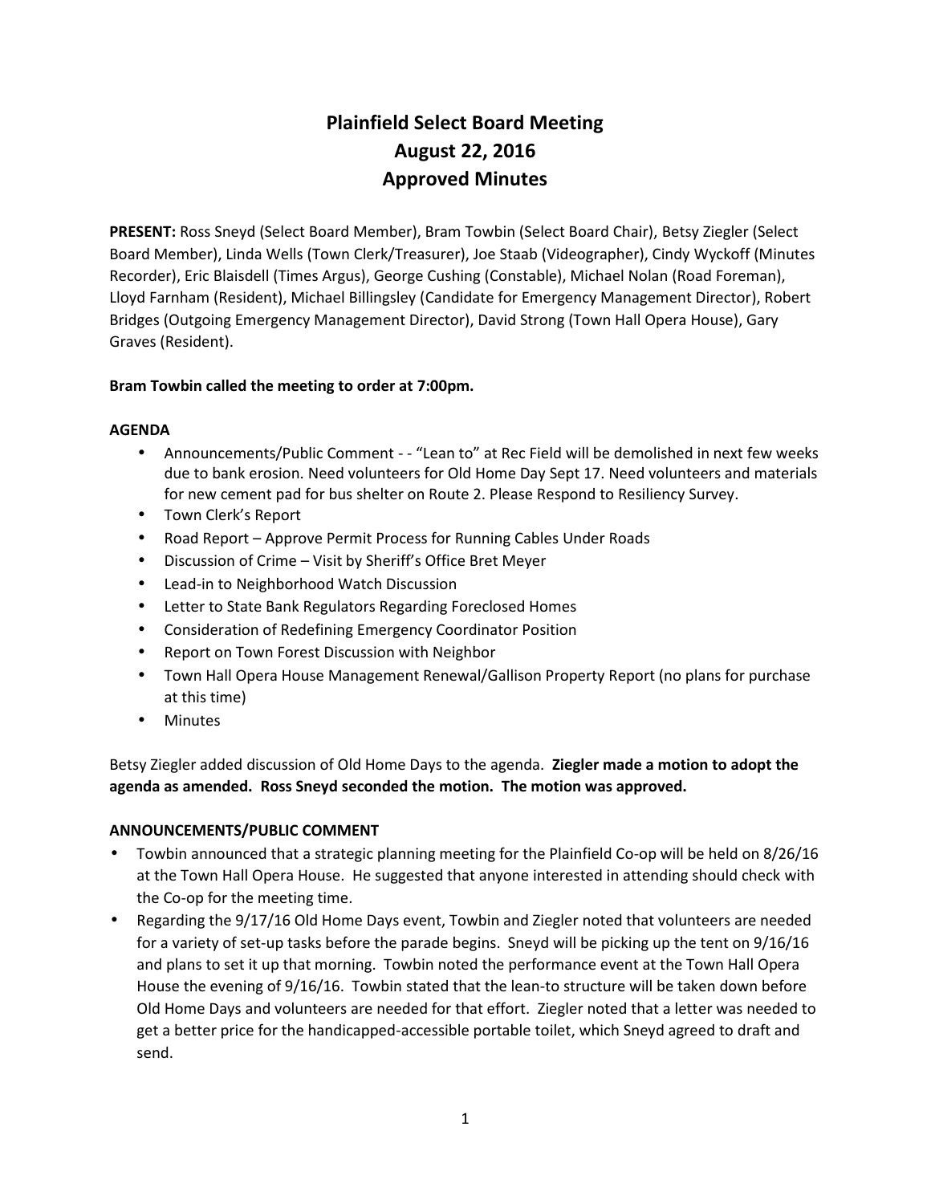# Plainfield Select Board Meeting
# August 22, 2016
# Approved Minutes

**PRESENT:** Ross Sneyd (Select Board Member), Bram Towbin (Select Board Chair), Betsy Ziegler (Select Board Member), Linda Wells (Town Clerk/Treasurer), Joe Staab (Videographer), Cindy Wyckoff (Minutes Recorder), Eric Blaisdell (Times Argus), George Cushing (Constable), Michael Nolan (Road Foreman), Lloyd Farnham (Resident), Michael Billingsley (Candidate for Emergency Management Director), Robert Bridges (Outgoing Emergency Management Director), David Strong (Town Hall Opera House), Gary Graves (Resident).

**Bram Towbin called the meeting to order at 7:00pm.**

**AGENDA**

- Announcements/Public Comment - - "Lean to" at Rec Field will be demolished in next few weeks due to bank erosion. Need volunteers for Old Home Day Sept 17. Need volunteers and materials for new cement pad for bus shelter on Route 2. Please Respond to Resiliency Survey.
- Town Clerk's Report
- Road Report – Approve Permit Process for Running Cables Under Roads
- Discussion of Crime – Visit by Sheriff's Office Bret Meyer
- Lead-in to Neighborhood Watch Discussion
- Letter to State Bank Regulators Regarding Foreclosed Homes
- Consideration of Redefining Emergency Coordinator Position
- Report on Town Forest Discussion with Neighbor
- Town Hall Opera House Management Renewal/Gallison Property Report (no plans for purchase at this time)
- Minutes

Betsy Ziegler added discussion of Old Home Days to the agenda. **Ziegler made a motion to adopt the agenda as amended. Ross Sneyd seconded the motion. The motion was approved.**

**ANNOUNCEMENTS/PUBLIC COMMENT**

- Towbin announced that a strategic planning meeting for the Plainfield Co-op will be held on 8/26/16 at the Town Hall Opera House. He suggested that anyone interested in attending should check with the Co-op for the meeting time.
- Regarding the 9/17/16 Old Home Days event, Towbin and Ziegler noted that volunteers are needed for a variety of set-up tasks before the parade begins. Sneyd will be picking up the tent on 9/16/16 and plans to set it up that morning. Towbin noted the performance event at the Town Hall Opera House the evening of 9/16/16. Towbin stated that the lean-to structure will be taken down before Old Home Days and volunteers are needed for that effort. Ziegler noted that a letter was needed to get a better price for the handicapped-accessible portable toilet, which Sneyd agreed to draft and send.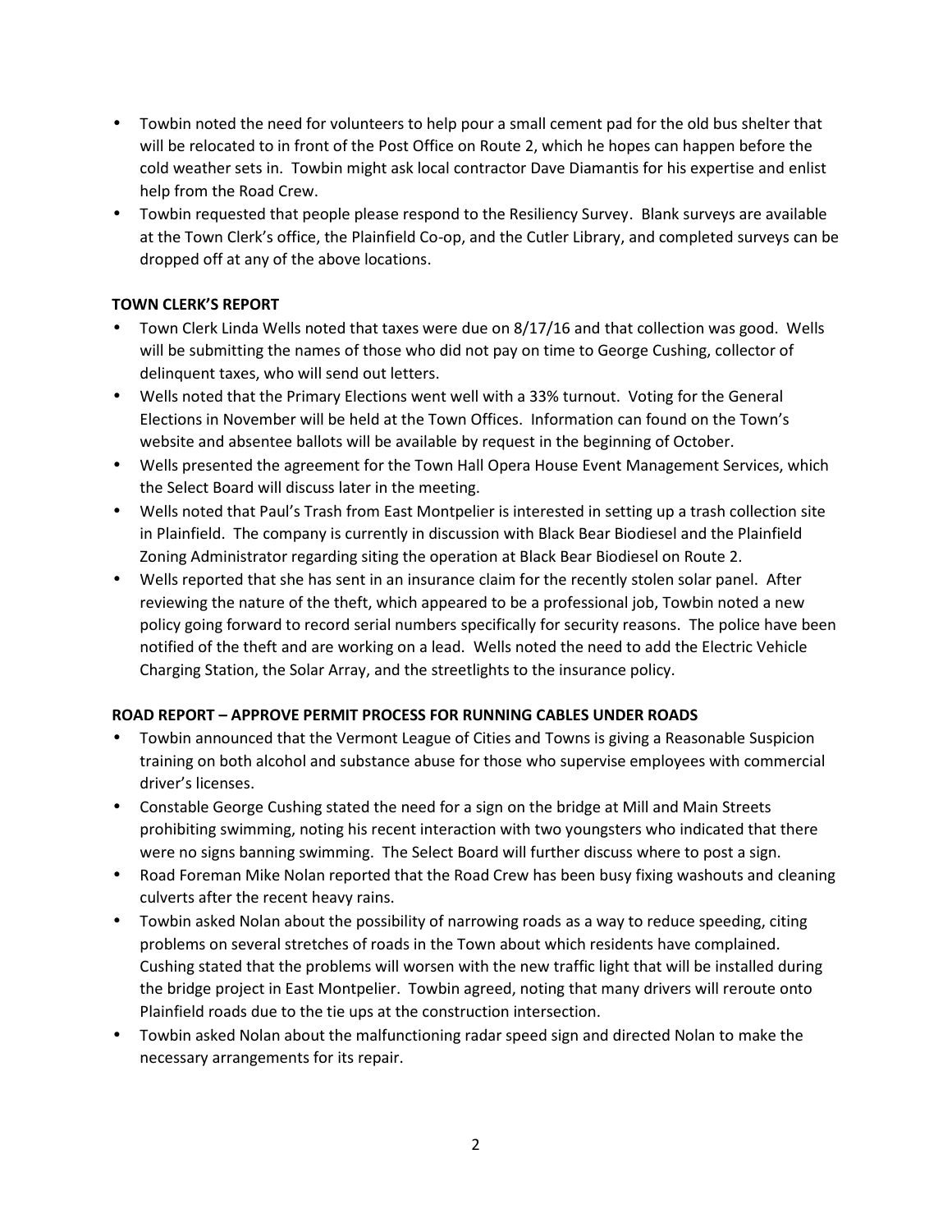- Towbin noted the need for volunteers to help pour a small cement pad for the old bus shelter that will be relocated to in front of the Post Office on Route 2, which he hopes can happen before the cold weather sets in. Towbin might ask local contractor Dave Diamantis for his expertise and enlist help from the Road Crew.
- Towbin requested that people please respond to the Resiliency Survey. Blank surveys are available at the Town Clerk's office, the Plainfield Co-op, and the Cutler Library, and completed surveys can be dropped off at any of the above locations.

**TOWN CLERK'S REPORT**

- Town Clerk Linda Wells noted that taxes were due on 8/17/16 and that collection was good. Wells will be submitting the names of those who did not pay on time to George Cushing, collector of delinquent taxes, who will send out letters.
- Wells noted that the Primary Elections went well with a 33% turnout. Voting for the General Elections in November will be held at the Town Offices. Information can found on the Town's website and absentee ballots will be available by request in the beginning of October.
- Wells presented the agreement for the Town Hall Opera House Event Management Services, which the Select Board will discuss later in the meeting.
- Wells noted that Paul's Trash from East Montpelier is interested in setting up a trash collection site in Plainfield. The company is currently in discussion with Black Bear Biodiesel and the Plainfield Zoning Administrator regarding siting the operation at Black Bear Biodiesel on Route 2.
- Wells reported that she has sent in an insurance claim for the recently stolen solar panel. After reviewing the nature of the theft, which appeared to be a professional job, Towbin noted a new policy going forward to record serial numbers specifically for security reasons. The police have been notified of the theft and are working on a lead. Wells noted the need to add the Electric Vehicle Charging Station, the Solar Array, and the streetlights to the insurance policy.

**ROAD REPORT – APPROVE PERMIT PROCESS FOR RUNNING CABLES UNDER ROADS**

- Towbin announced that the Vermont League of Cities and Towns is giving a Reasonable Suspicion training on both alcohol and substance abuse for those who supervise employees with commercial driver's licenses.
- Constable George Cushing stated the need for a sign on the bridge at Mill and Main Streets prohibiting swimming, noting his recent interaction with two youngsters who indicated that there were no signs banning swimming. The Select Board will further discuss where to post a sign.
- Road Foreman Mike Nolan reported that the Road Crew has been busy fixing washouts and cleaning culverts after the recent heavy rains.
- Towbin asked Nolan about the possibility of narrowing roads as a way to reduce speeding, citing problems on several stretches of roads in the Town about which residents have complained. Cushing stated that the problems will worsen with the new traffic light that will be installed during the bridge project in East Montpelier. Towbin agreed, noting that many drivers will reroute onto Plainfield roads due to the tie ups at the construction intersection.
- Towbin asked Nolan about the malfunctioning radar speed sign and directed Nolan to make the necessary arrangements for its repair.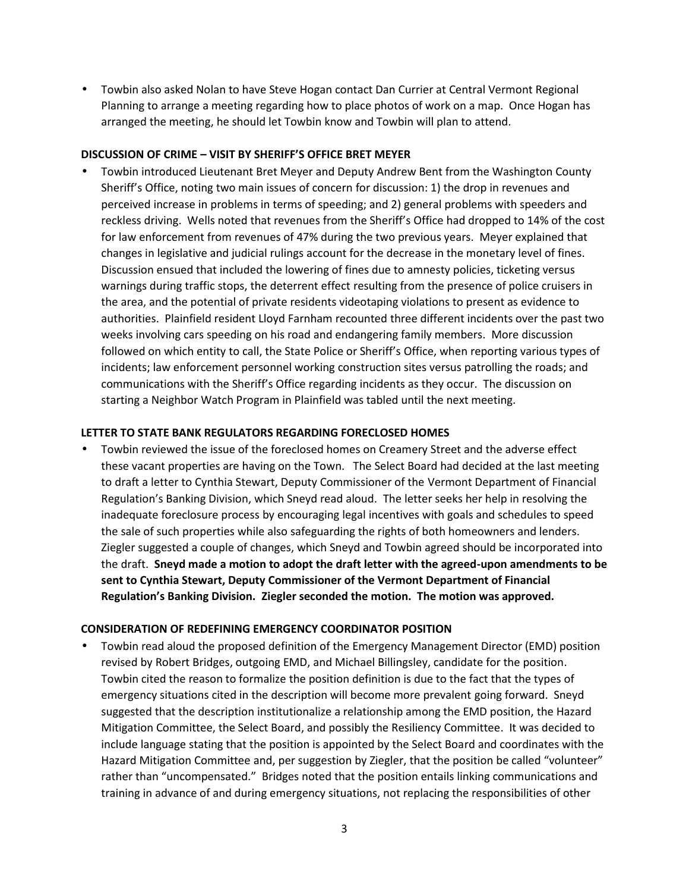- Towbin also asked Nolan to have Steve Hogan contact Dan Currier at Central Vermont Regional Planning to arrange a meeting regarding how to place photos of work on a map. Once Hogan has arranged the meeting, he should let Towbin know and Towbin will plan to attend.

**DISCUSSION OF CRIME – VISIT BY SHERIFF'S OFFICE BRET MEYER**

- Towbin introduced Lieutenant Bret Meyer and Deputy Andrew Bent from the Washington County Sheriff's Office, noting two main issues of concern for discussion: 1) the drop in revenues and perceived increase in problems in terms of speeding; and 2) general problems with speeders and reckless driving. Wells noted that revenues from the Sheriff's Office had dropped to 14% of the cost for law enforcement from revenues of 47% during the two previous years. Meyer explained that changes in legislative and judicial rulings account for the decrease in the monetary level of fines. Discussion ensued that included the lowering of fines due to amnesty policies, ticketing versus warnings during traffic stops, the deterrent effect resulting from the presence of police cruisers in the area, and the potential of private residents videotaping violations to present as evidence to authorities. Plainfield resident Lloyd Farnham recounted three different incidents over the past two weeks involving cars speeding on his road and endangering family members. More discussion followed on which entity to call, the State Police or Sheriff's Office, when reporting various types of incidents; law enforcement personnel working construction sites versus patrolling the roads; and communications with the Sheriff's Office regarding incidents as they occur. The discussion on starting a Neighbor Watch Program in Plainfield was tabled until the next meeting.

**LETTER TO STATE BANK REGULATORS REGARDING FORECLOSED HOMES**

- Towbin reviewed the issue of the foreclosed homes on Creamery Street and the adverse effect these vacant properties are having on the Town. The Select Board had decided at the last meeting to draft a letter to Cynthia Stewart, Deputy Commissioner of the Vermont Department of Financial Regulation's Banking Division, which Sneyd read aloud. The letter seeks her help in resolving the inadequate foreclosure process by encouraging legal incentives with goals and schedules to speed the sale of such properties while also safeguarding the rights of both homeowners and lenders. Ziegler suggested a couple of changes, which Sneyd and Towbin agreed should be incorporated into the draft. **Sneyd made a motion to adopt the draft letter with the agreed-upon amendments to be sent to Cynthia Stewart, Deputy Commissioner of the Vermont Department of Financial Regulation's Banking Division. Ziegler seconded the motion. The motion was approved.**

**CONSIDERATION OF REDEFINING EMERGENCY COORDINATOR POSITION**

- Towbin read aloud the proposed definition of the Emergency Management Director (EMD) position revised by Robert Bridges, outgoing EMD, and Michael Billingsley, candidate for the position. Towbin cited the reason to formalize the position definition is due to the fact that the types of emergency situations cited in the description will become more prevalent going forward. Sneyd suggested that the description institutionalize a relationship among the EMD position, the Hazard Mitigation Committee, the Select Board, and possibly the Resiliency Committee. It was decided to include language stating that the position is appointed by the Select Board and coordinates with the Hazard Mitigation Committee and, per suggestion by Ziegler, that the position be called "volunteer" rather than "uncompensated." Bridges noted that the position entails linking communications and training in advance of and during emergency situations, not replacing the responsibilities of other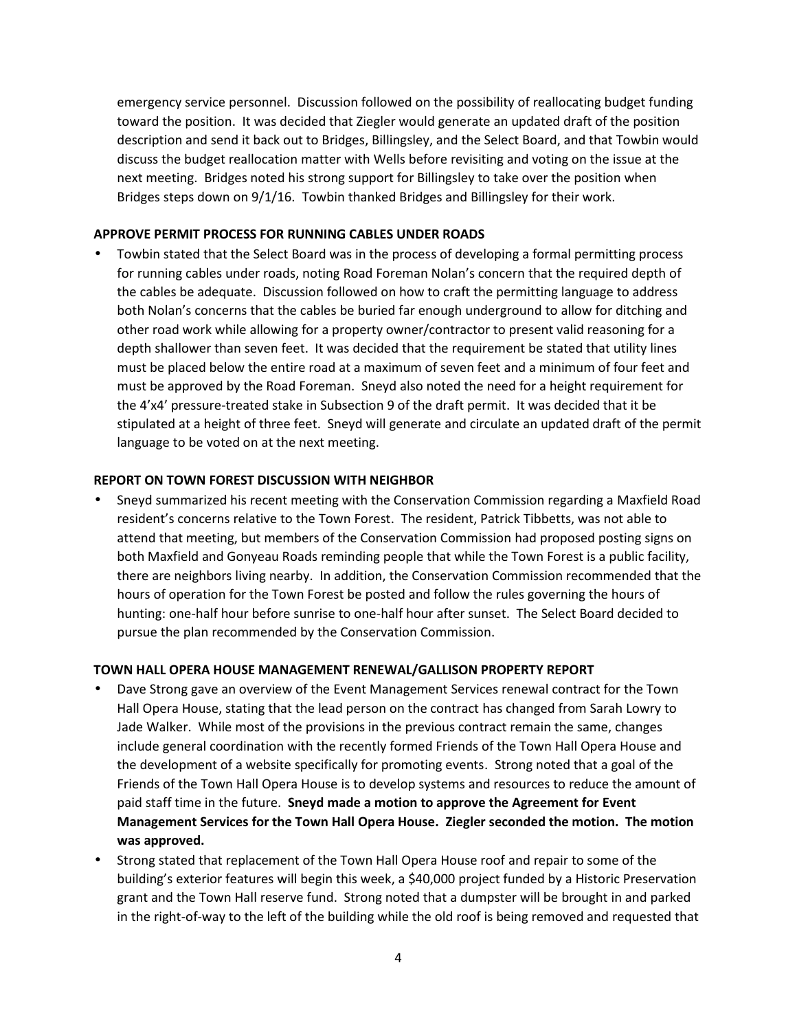emergency service personnel. Discussion followed on the possibility of reallocating budget funding toward the position. It was decided that Ziegler would generate an updated draft of the position description and send it back out to Bridges, Billingsley, and the Select Board, and that Towbin would discuss the budget reallocation matter with Wells before revisiting and voting on the issue at the next meeting. Bridges noted his strong support for Billingsley to take over the position when Bridges steps down on 9/1/16. Towbin thanked Bridges and Billingsley for their work.

**APPROVE PERMIT PROCESS FOR RUNNING CABLES UNDER ROADS**

- Towbin stated that the Select Board was in the process of developing a formal permitting process for running cables under roads, noting Road Foreman Nolan's concern that the required depth of the cables be adequate. Discussion followed on how to craft the permitting language to address both Nolan's concerns that the cables be buried far enough underground to allow for ditching and other road work while allowing for a property owner/contractor to present valid reasoning for a depth shallower than seven feet. It was decided that the requirement be stated that utility lines must be placed below the entire road at a maximum of seven feet and a minimum of four feet and must be approved by the Road Foreman. Sneyd also noted the need for a height requirement for the 4'x4' pressure-treated stake in Subsection 9 of the draft permit. It was decided that it be stipulated at a height of three feet. Sneyd will generate and circulate an updated draft of the permit language to be voted on at the next meeting.

**REPORT ON TOWN FOREST DISCUSSION WITH NEIGHBOR**

- Sneyd summarized his recent meeting with the Conservation Commission regarding a Maxfield Road resident's concerns relative to the Town Forest. The resident, Patrick Tibbetts, was not able to attend that meeting, but members of the Conservation Commission had proposed posting signs on both Maxfield and Gonyeau Roads reminding people that while the Town Forest is a public facility, there are neighbors living nearby. In addition, the Conservation Commission recommended that the hours of operation for the Town Forest be posted and follow the rules governing the hours of hunting: one-half hour before sunrise to one-half hour after sunset. The Select Board decided to pursue the plan recommended by the Conservation Commission.

**TOWN HALL OPERA HOUSE MANAGEMENT RENEWAL/GALLISON PROPERTY REPORT**

- Dave Strong gave an overview of the Event Management Services renewal contract for the Town Hall Opera House, stating that the lead person on the contract has changed from Sarah Lowry to Jade Walker. While most of the provisions in the previous contract remain the same, changes include general coordination with the recently formed Friends of the Town Hall Opera House and the development of a website specifically for promoting events. Strong noted that a goal of the Friends of the Town Hall Opera House is to develop systems and resources to reduce the amount of paid staff time in the future. **Sneyd made a motion to approve the Agreement for Event Management Services for the Town Hall Opera House. Ziegler seconded the motion. The motion was approved.**
- Strong stated that replacement of the Town Hall Opera House roof and repair to some of the building's exterior features will begin this week, a $40,000 project funded by a Historic Preservation grant and the Town Hall reserve fund. Strong noted that a dumpster will be brought in and parked in the right-of-way to the left of the building while the old roof is being removed and requested that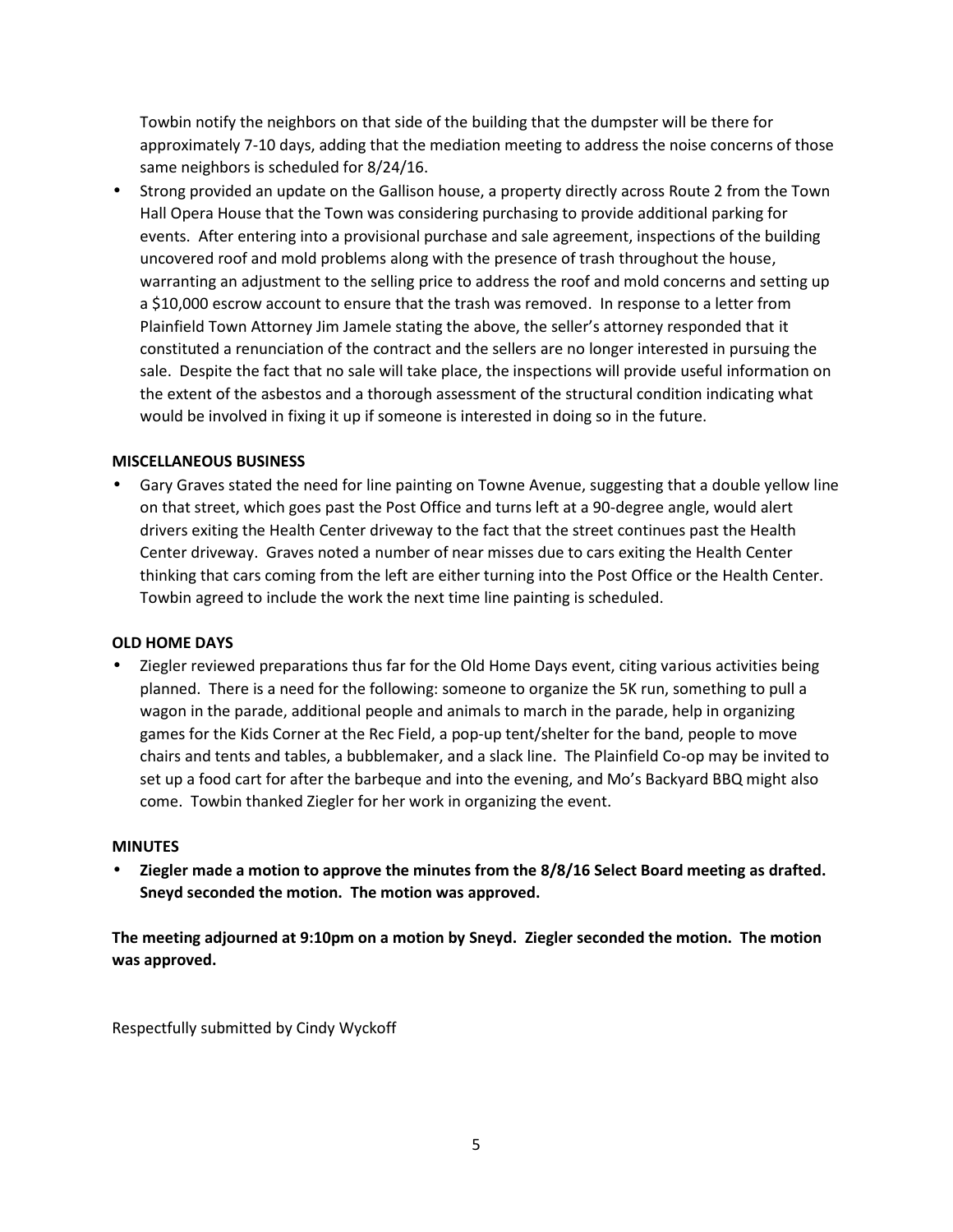Towbin notify the neighbors on that side of the building that the dumpster will be there for approximately 7-10 days, adding that the mediation meeting to address the noise concerns of those same neighbors is scheduled for 8/24/16.

- Strong provided an update on the Gallison house, a property directly across Route 2 from the Town Hall Opera House that the Town was considering purchasing to provide additional parking for events. After entering into a provisional purchase and sale agreement, inspections of the building uncovered roof and mold problems along with the presence of trash throughout the house, warranting an adjustment to the selling price to address the roof and mold concerns and setting up a $10,000 escrow account to ensure that the trash was removed. In response to a letter from Plainfield Town Attorney Jim Jamele stating the above, the seller's attorney responded that it constituted a renunciation of the contract and the sellers are no longer interested in pursuing the sale. Despite the fact that no sale will take place, the inspections will provide useful information on the extent of the asbestos and a thorough assessment of the structural condition indicating what would be involved in fixing it up if someone is interested in doing so in the future.

**MISCELLANEOUS BUSINESS**

- Gary Graves stated the need for line painting on Towne Avenue, suggesting that a double yellow line on that street, which goes past the Post Office and turns left at a 90-degree angle, would alert drivers exiting the Health Center driveway to the fact that the street continues past the Health Center driveway. Graves noted a number of near misses due to cars exiting the Health Center thinking that cars coming from the left are either turning into the Post Office or the Health Center. Towbin agreed to include the work the next time line painting is scheduled.

**OLD HOME DAYS**

- Ziegler reviewed preparations thus far for the Old Home Days event, citing various activities being planned. There is a need for the following: someone to organize the 5K run, something to pull a wagon in the parade, additional people and animals to march in the parade, help in organizing games for the Kids Corner at the Rec Field, a pop-up tent/shelter for the band, people to move chairs and tents and tables, a bubblemaker, and a slack line. The Plainfield Co-op may be invited to set up a food cart for after the barbeque and into the evening, and Mo's Backyard BBQ might also come. Towbin thanked Ziegler for her work in organizing the event.

**MINUTES**

- **Ziegler made a motion to approve the minutes from the 8/8/16 Select Board meeting as drafted. Sneyd seconded the motion. The motion was approved.**

**The meeting adjourned at 9:10pm on a motion by Sneyd. Ziegler seconded the motion. The motion was approved.**

Respectfully submitted by Cindy Wyckoff